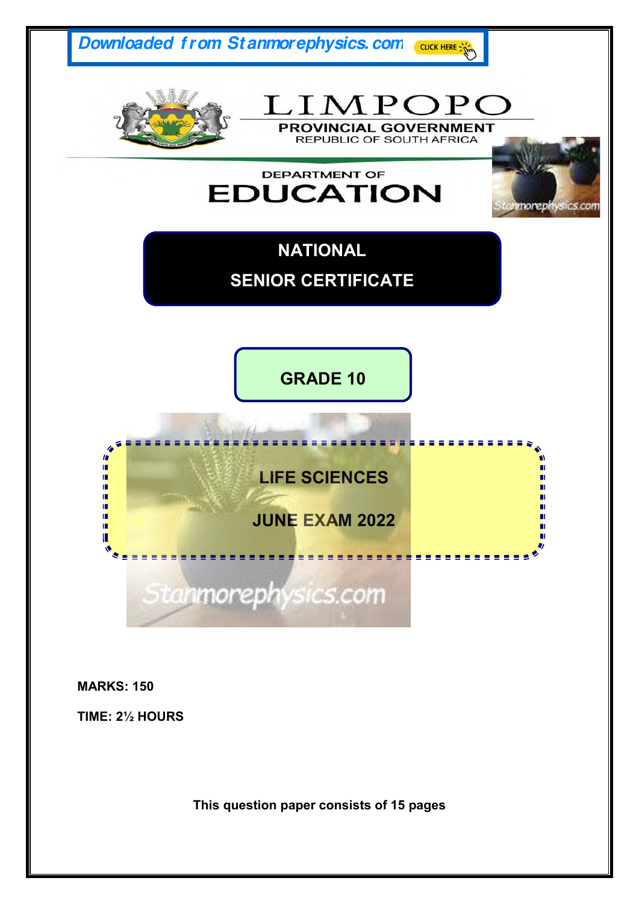Downloaded from Stanmorephysics.com

# LIMPOPO

**PROVINCIAL GOVERNMENT**

REPUBLIC OF SOUTH AFRICA

DEPARTMENT OF

# EDUCATION

## NATIONAL SENIOR CERTIFICATE

## GRADE 10

## LIFE SCIENCES

## JUNE EXAM 2022

**MARKS: 150**

**TIME: 2½ HOURS**

**This question paper consists of 15 pages**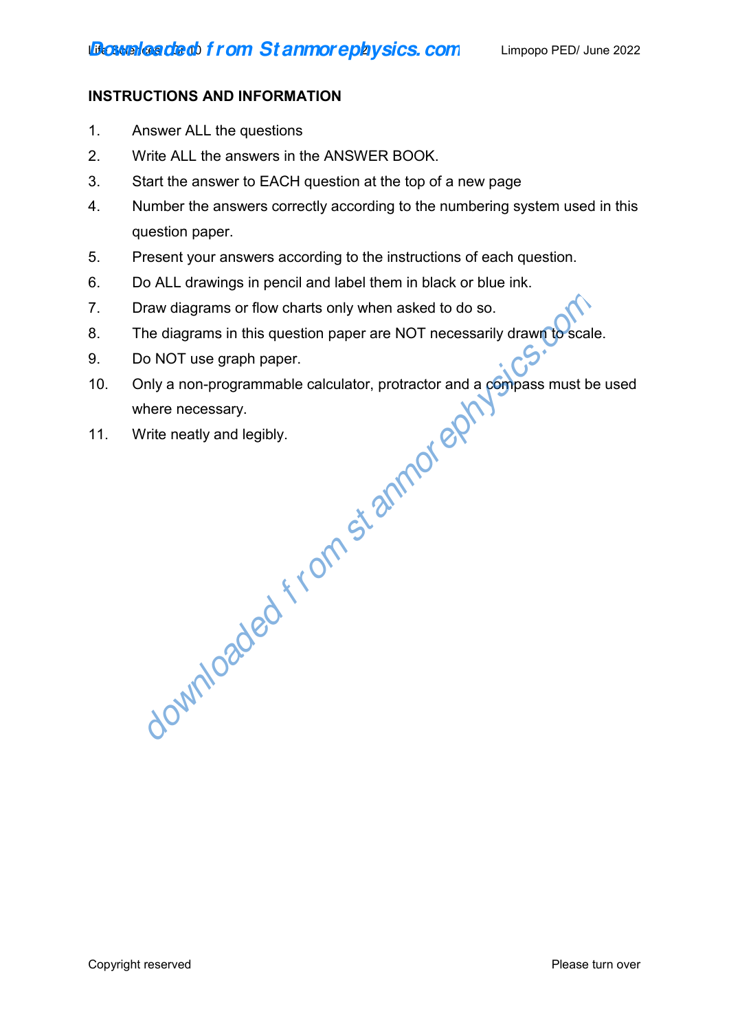**INSTRUCTIONS AND INFORMATION**

1. Answer ALL the questions
2. Write ALL the answers in the ANSWER BOOK.
3. Start the answer to EACH question at the top of a new page
4. Number the answers correctly according to the numbering system used in this question paper.
5. Present your answers according to the instructions of each question.
6. Do ALL drawings in pencil and label them in black or blue ink.
7. Draw diagrams or flow charts only when asked to do so.
8. The diagrams in this question paper are NOT necessarily drawn to scale.
9. Do NOT use graph paper.
10. Only a non-programmable calculator, protractor and a compass must be used where necessary.
11. Write neatly and legibly.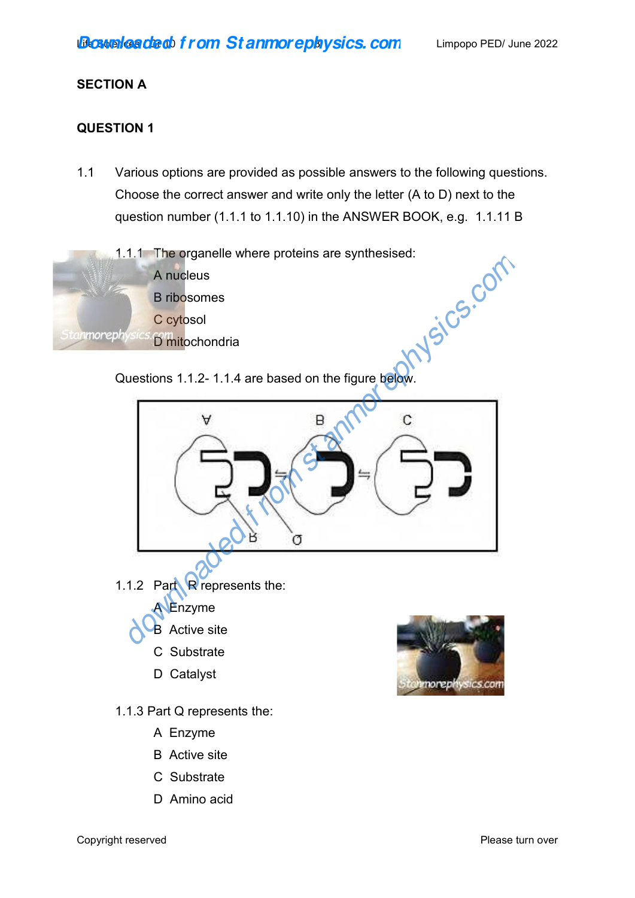## SECTION A

## QUESTION 1

1.1 Various options are provided as possible answers to the following questions. Choose the correct answer and write only the letter (A to D) next to the question number (1.1.1 to 1.1.10) in the ANSWER BOOK, e.g. 1.1.11 B

1.1.1 The organelle where proteins are synthesised:

A nucleus
B ribosomes
C cytosol
D mitochondria

Questions 1.1.2- 1.1.4 are based on the figure below.

1.1.2 Part R represents the:

A Enzyme
B Active site
C Substrate
D Catalyst

1.1.3 Part Q represents the:

A Enzyme
B Active site
C Substrate
D Amino acid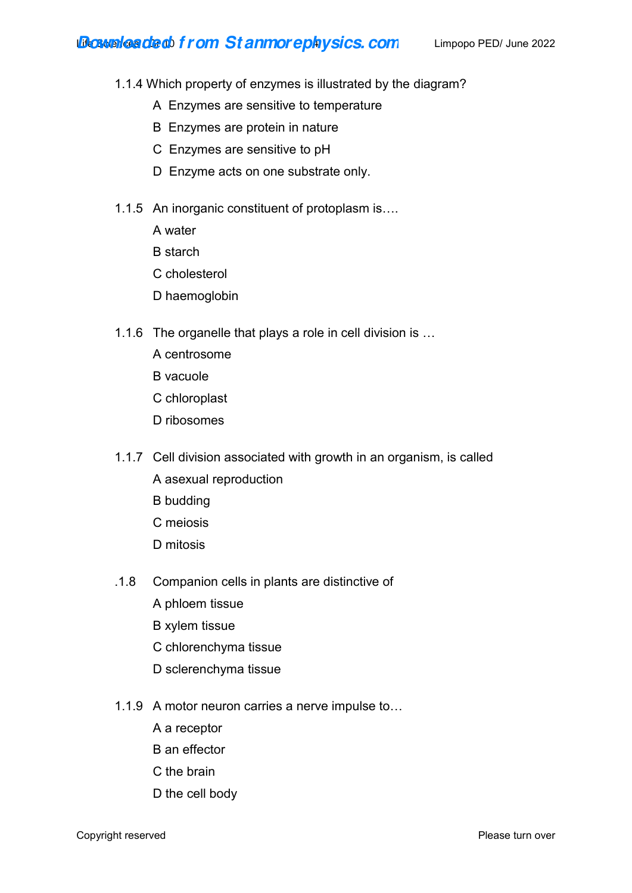1.1.4 Which property of enzymes is illustrated by the diagram?

A Enzymes are sensitive to temperature

B Enzymes are protein in nature

C Enzymes are sensitive to pH

D Enzyme acts on one substrate only.

1.1.5 An inorganic constituent of protoplasm is….

A water

B starch

C cholesterol

D haemoglobin

1.1.6 The organelle that plays a role in cell division is …

A centrosome

B vacuole

C chloroplast

D ribosomes

1.1.7 Cell division associated with growth in an organism, is called

A asexual reproduction

B budding

C meiosis

D mitosis

.1.8 Companion cells in plants are distinctive of

A phloem tissue

B xylem tissue

C chlorenchyma tissue

D sclerenchyma tissue

1.1.9 A motor neuron carries a nerve impulse to…

A a receptor

B an effector

C the brain

D the cell body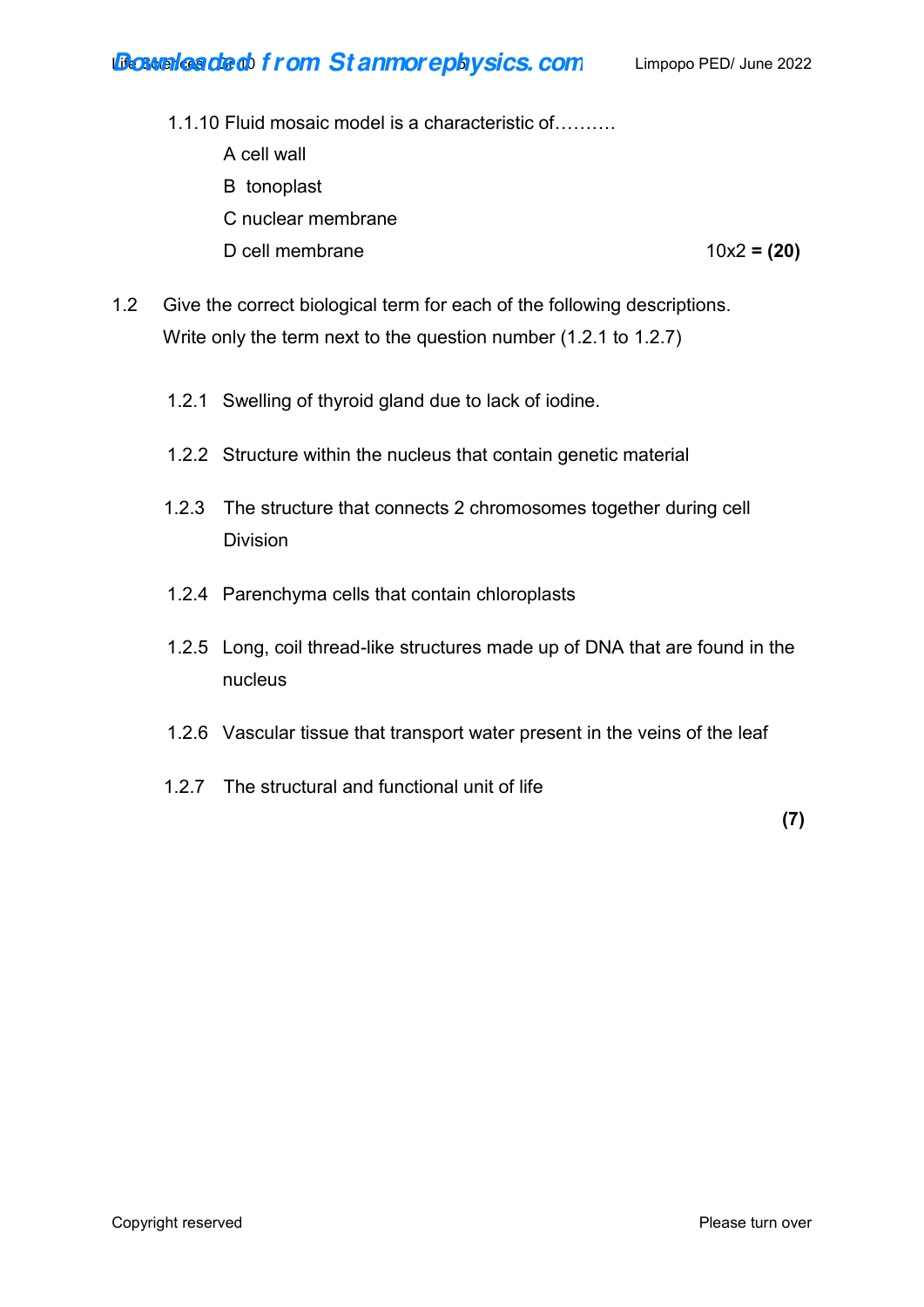1.1.10 Fluid mosaic model is a characteristic of……….

A cell wall

B tonoplast

C nuclear membrane

D cell membrane

10x2 = **(20)**

1.2 Give the correct biological term for each of the following descriptions. Write only the term next to the question number (1.2.1 to 1.2.7)

1.2.1 Swelling of thyroid gland due to lack of iodine.

1.2.2 Structure within the nucleus that contain genetic material

1.2.3 The structure that connects 2 chromosomes together during cell Division

1.2.4 Parenchyma cells that contain chloroplasts

1.2.5 Long, coil thread-like structures made up of DNA that are found in the nucleus

1.2.6 Vascular tissue that transport water present in the veins of the leaf

1.2.7 The structural and functional unit of life

**(7)**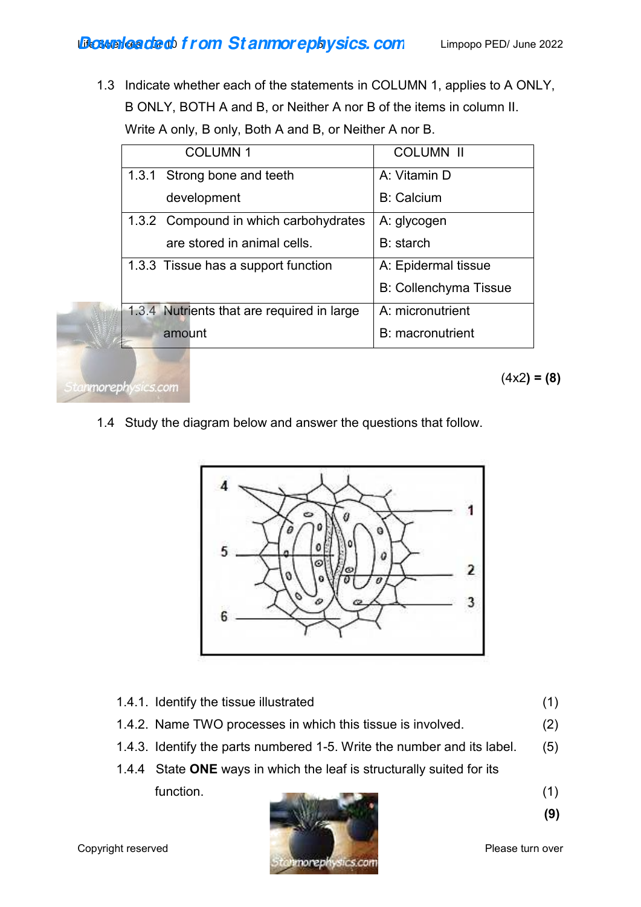1.3 Indicate whether each of the statements in COLUMN 1, applies to A ONLY, B ONLY, BOTH A and B, or Neither A nor B of the items in column II. Write A only, B only, Both A and B, or Neither A nor B.

| COLUMN 1 | COLUMN II |
|---|---|
| 1.3.1 Strong bone and teeth development | A: Vitamin D<br>B: Calcium |
| 1.3.2 Compound in which carbohydrates are stored in animal cells. | A: glycogen<br>B: starch |
| 1.3.3 Tissue has a support function | A: Epidermal tissue<br>B: Collenchyma Tissue |
| 1.3.4 Nutrients that are required in large amount | A: micronutrient<br>B: macronutrient |

(4x2) = **(8)**

1.4 Study the diagram below and answer the questions that follow.

1.4.1. Identify the tissue illustrated (1)

1.4.2. Name TWO processes in which this tissue is involved. (2)

1.4.3. Identify the parts numbered 1-5. Write the number and its label. (5)

1.4.4 State **ONE** ways in which the leaf is structurally suited for its function. (1)

**(9)**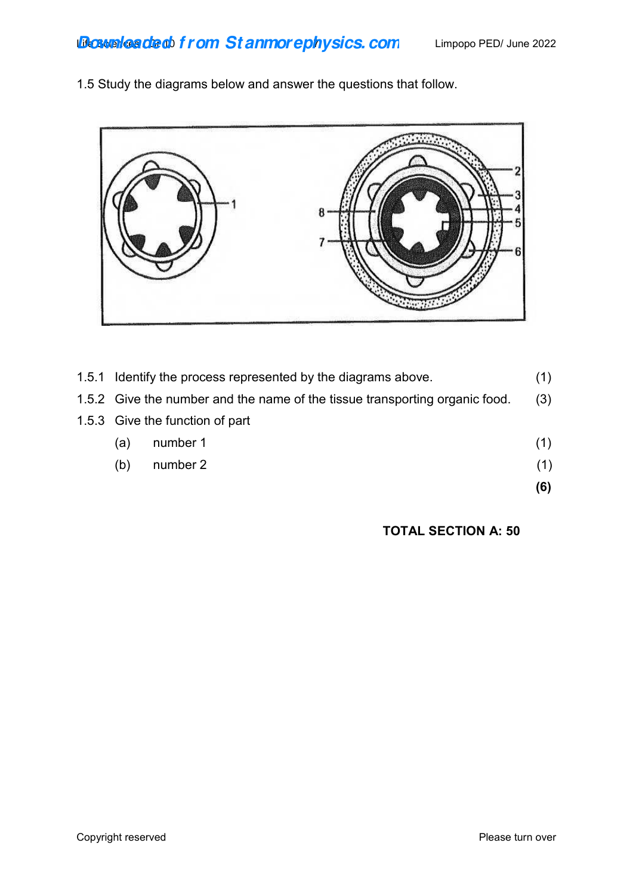1.5 Study the diagrams below and answer the questions that follow.

1.5.1 Identify the process represented by the diagrams above. (1)

1.5.2 Give the number and the name of the tissue transporting organic food. (3)

1.5.3 Give the function of part

(a) number 1 (1)

(b) number 2 (1)

**(6)**

**TOTAL SECTION A: 50**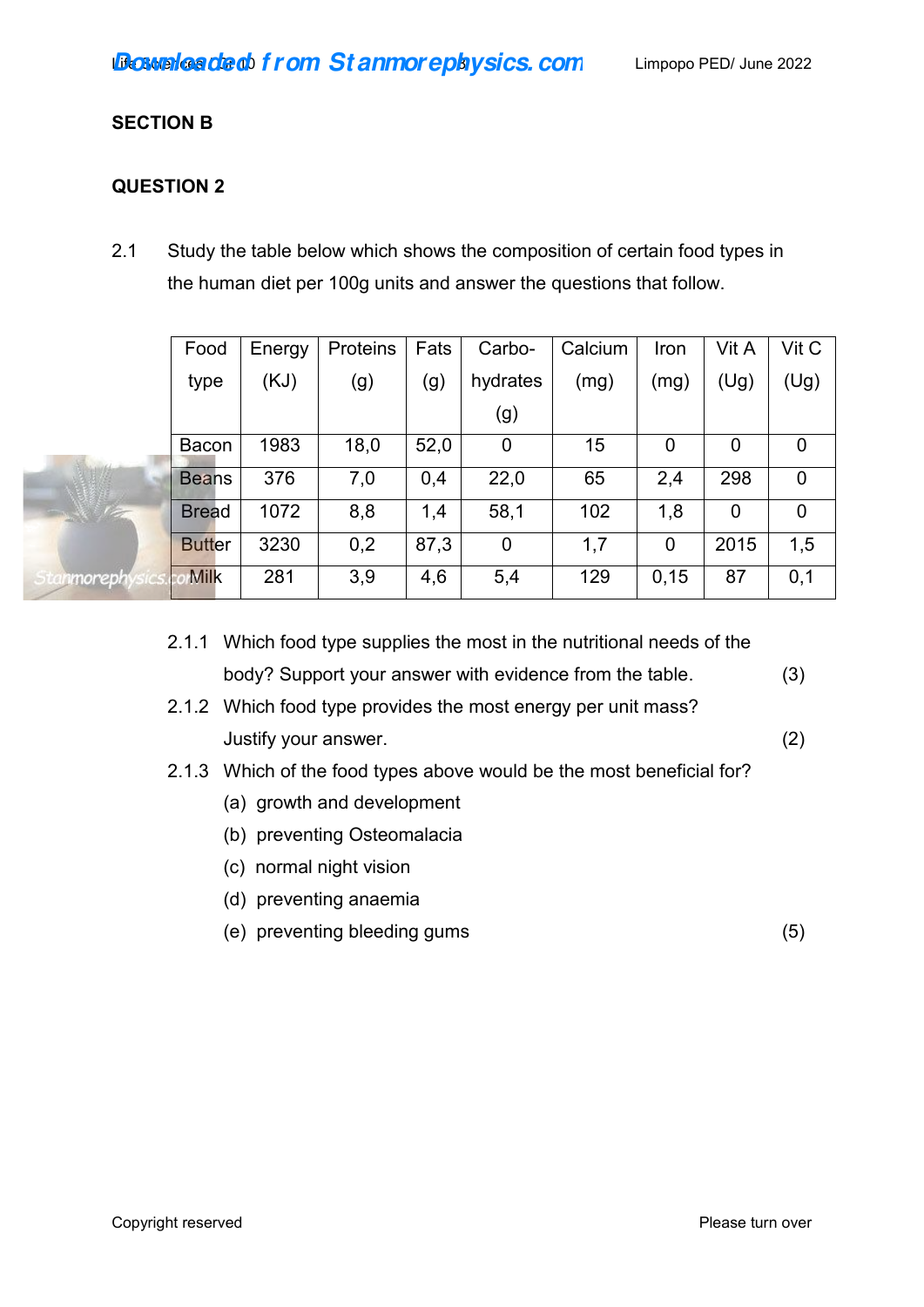## SECTION B

### QUESTION 2

2.1 Study the table below which shows the composition of certain food types in the human diet per 100g units and answer the questions that follow.

| Food type | Energy (KJ) | Proteins (g) | Fats (g) | Carbo-hydrates (g) | Calcium (mg) | Iron (mg) | Vit A (Ug) | Vit C (Ug) |
|---|---|---|---|---|---|---|---|---|
| Bacon | 1983 | 18,0 | 52,0 | 0 | 15 | 0 | 0 | 0 |
| Beans | 376 | 7,0 | 0,4 | 22,0 | 65 | 2,4 | 298 | 0 |
| Bread | 1072 | 8,8 | 1,4 | 58,1 | 102 | 1,8 | 0 | 0 |
| Butter | 3230 | 0,2 | 87,3 | 0 | 1,7 | 0 | 2015 | 1,5 |
| Milk | 281 | 3,9 | 4,6 | 5,4 | 129 | 0,15 | 87 | 0,1 |

2.1.1 Which food type supplies the most in the nutritional needs of the body? Support your answer with evidence from the table. (3)

2.1.2 Which food type provides the most energy per unit mass? Justify your answer. (2)

2.1.3 Which of the food types above would be the most beneficial for?

(a) growth and development

(b) preventing Osteomalacia

(c) normal night vision

(d) preventing anaemia

(e) preventing bleeding gums (5)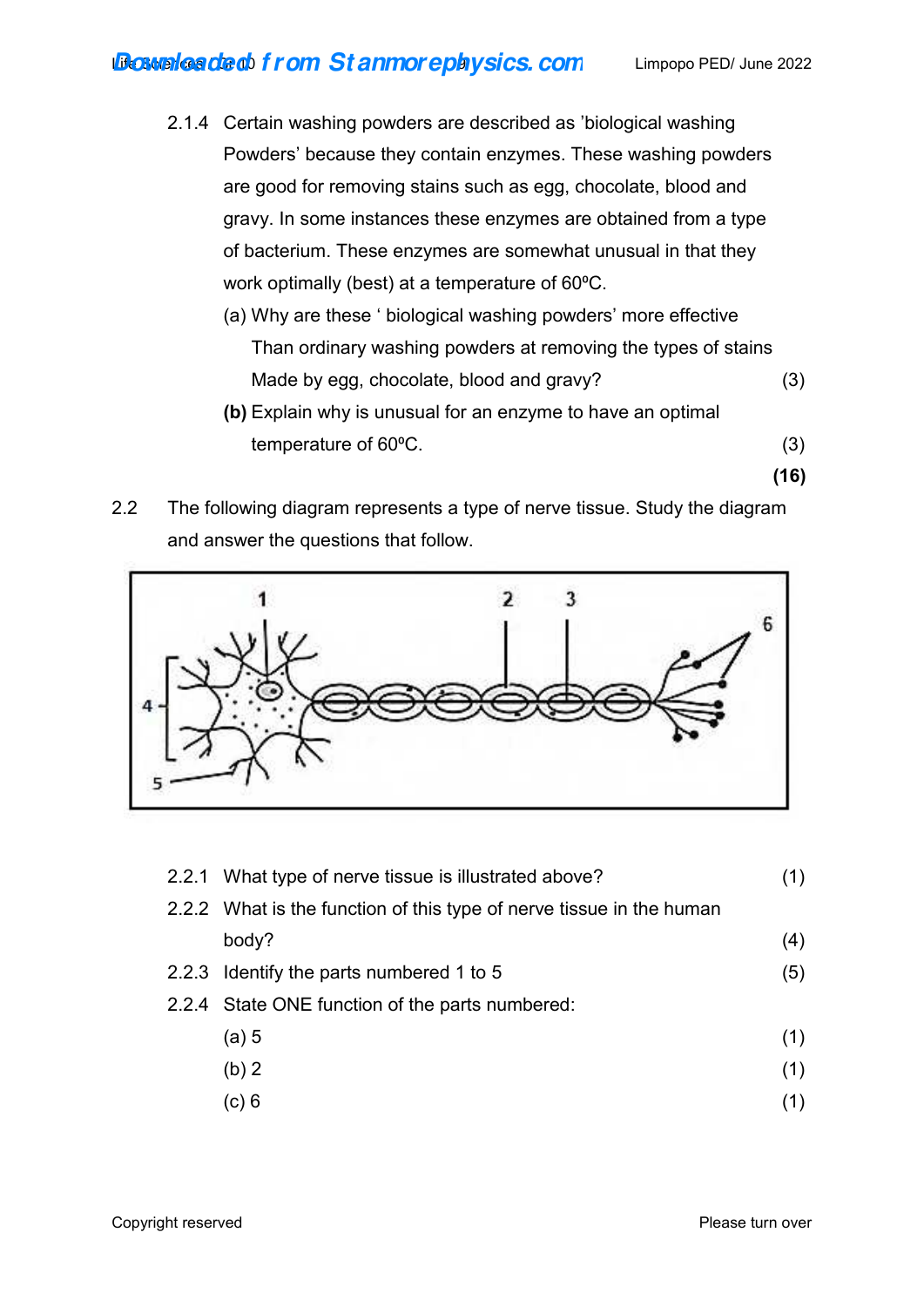2.1.4 Certain washing powders are described as 'biological washing Powders' because they contain enzymes. These washing powders are good for removing stains such as egg, chocolate, blood and gravy. In some instances these enzymes are obtained from a type of bacterium. These enzymes are somewhat unusual in that they work optimally (best) at a temperature of 60ºC.

(a) Why are these ' biological washing powders' more effective Than ordinary washing powders at removing the types of stains Made by egg, chocolate, blood and gravy? (3)

**(b)** Explain why is unusual for an enzyme to have an optimal temperature of 60ºC. (3)

**(16)**

2.2 The following diagram represents a type of nerve tissue. Study the diagram and answer the questions that follow.

2.2.1 What type of nerve tissue is illustrated above? (1)

2.2.2 What is the function of this type of nerve tissue in the human body? (4)

2.2.3 Identify the parts numbered 1 to 5 (5)

2.2.4 State ONE function of the parts numbered:

(a) 5 (1)

(b) 2 (1)

(c) 6 (1)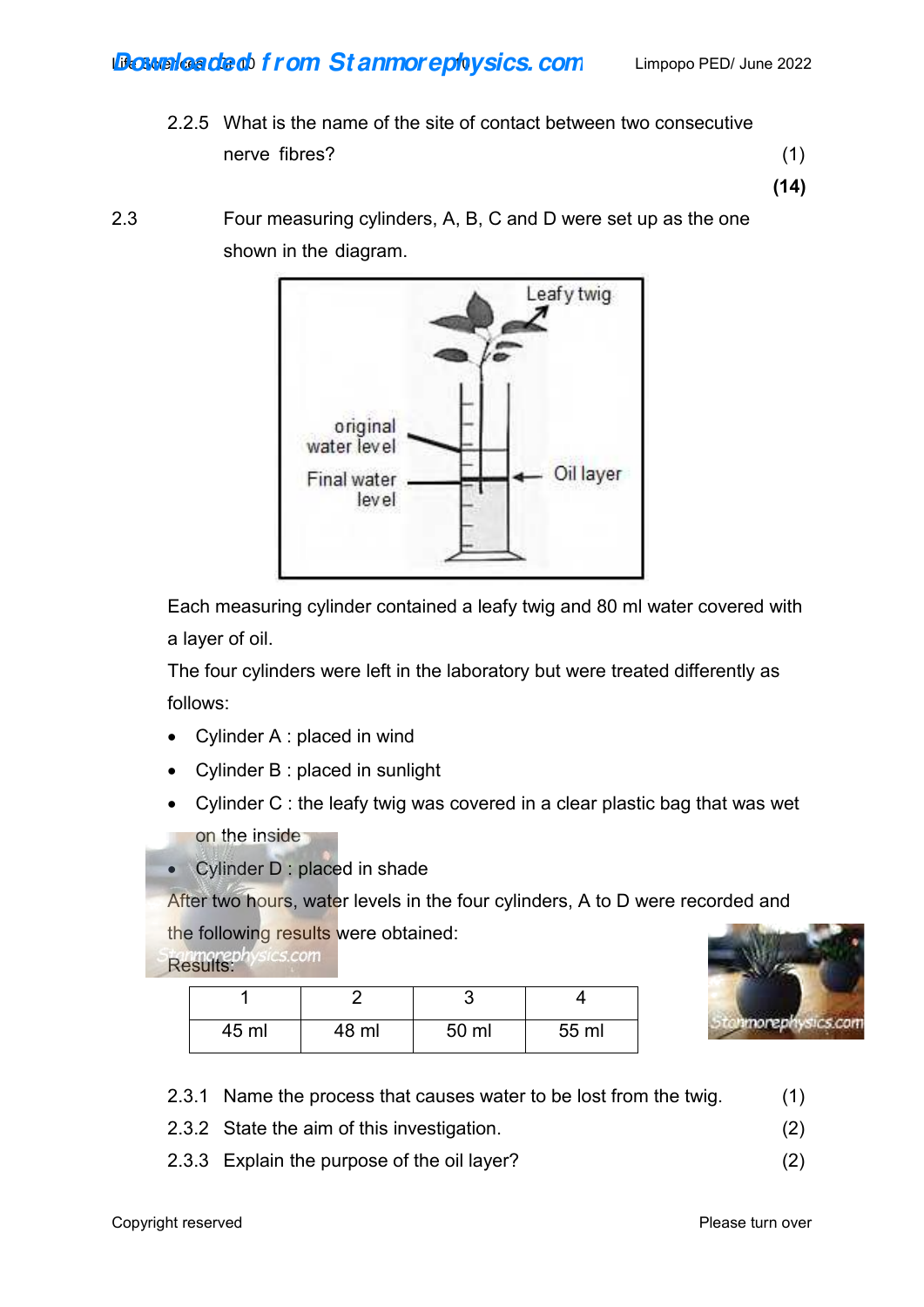2.2.5 What is the name of the site of contact between two consecutive nerve fibres? (1)

**(14)**

2.3 Four measuring cylinders, A, B, C and D were set up as the one shown in the diagram.

Each measuring cylinder contained a leafy twig and 80 ml water covered with a layer of oil.

The four cylinders were left in the laboratory but were treated differently as follows:

- Cylinder A : placed in wind
- Cylinder B : placed in sunlight
- Cylinder C : the leafy twig was covered in a clear plastic bag that was wet on the inside
- Cylinder D : placed in shade

After two hours, water levels in the four cylinders, A to D were recorded and the following results were obtained:

Results:

| 1 | 2 | 3 | 4 |
|---|---|---|---|
| 45 ml | 48 ml | 50 ml | 55 ml |

2.3.1 Name the process that causes water to be lost from the twig. (1)

2.3.2 State the aim of this investigation. (2)

2.3.3 Explain the purpose of the oil layer? (2)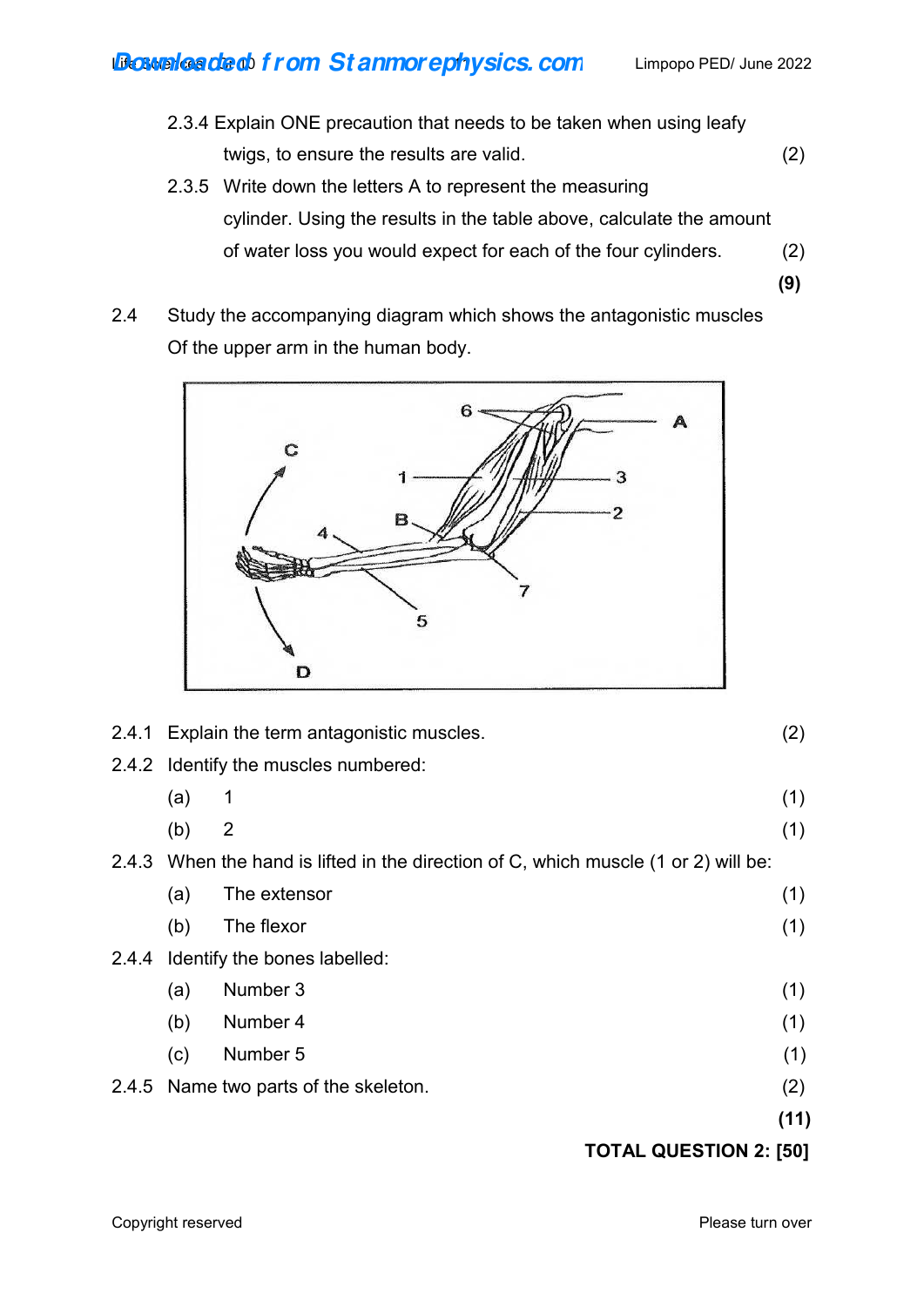2.3.4 Explain ONE precaution that needs to be taken when using leafy twigs, to ensure the results are valid. (2)

2.3.5 Write down the letters A to represent the measuring cylinder. Using the results in the table above, calculate the amount of water loss you would expect for each of the four cylinders. (2)

**(9)**

2.4 Study the accompanying diagram which shows the antagonistic muscles Of the upper arm in the human body.

2.4.1 Explain the term antagonistic muscles. (2)

2.4.2 Identify the muscles numbered:

(a) 1 (1)

(b) 2 (1)

2.4.3 When the hand is lifted in the direction of C, which muscle (1 or 2) will be:

(a) The extensor (1)

(b) The flexor (1)

2.4.4 Identify the bones labelled:

(a) Number 3 (1)

(b) Number 4 (1)

(c) Number 5 (1)

2.4.5 Name two parts of the skeleton. (2)

**(11)**

**TOTAL QUESTION 2: [50]**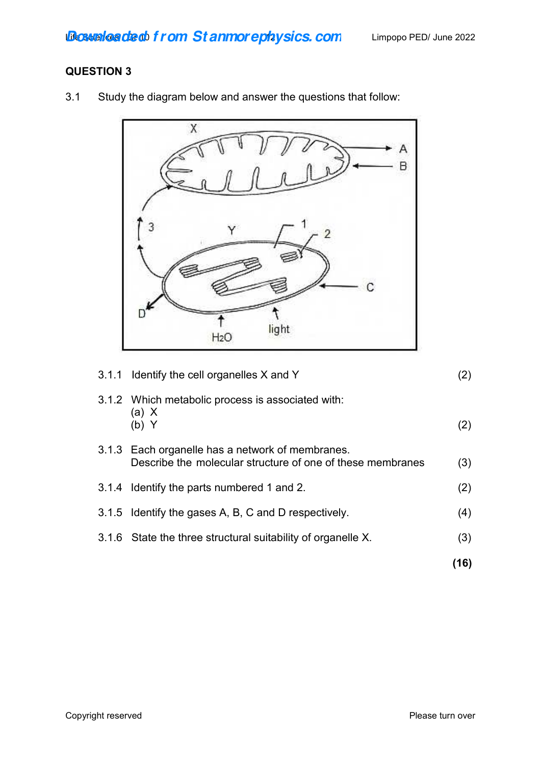## QUESTION 3

3.1 Study the diagram below and answer the questions that follow:

3.1.1 Identify the cell organelles X and Y (2)

3.1.2 Which metabolic process is associated with:
(a) X
(b) Y (2)

3.1.3 Each organelle has a network of membranes.
Describe the molecular structure of one of these membranes (3)

3.1.4 Identify the parts numbered 1 and 2. (2)

3.1.5 Identify the gases A, B, C and D respectively. (4)

3.1.6 State the three structural suitability of organelle X. (3)

**(16)**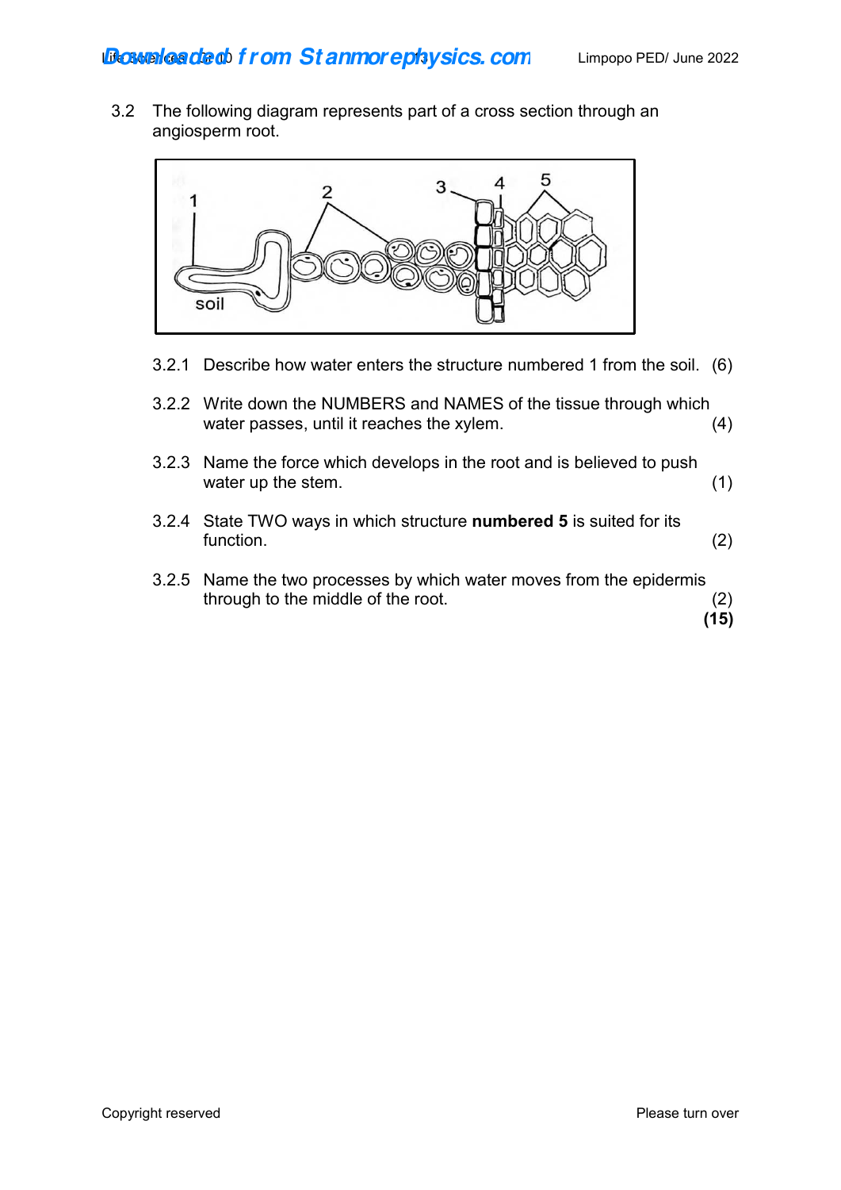3.2 The following diagram represents part of a cross section through an angiosperm root.

3.2.1 Describe how water enters the structure numbered 1 from the soil. (6)

3.2.2 Write down the NUMBERS and NAMES of the tissue through which water passes, until it reaches the xylem. (4)

3.2.3 Name the force which develops in the root and is believed to push water up the stem. (1)

3.2.4 State TWO ways in which structure **numbered 5** is suited for its function. (2)

3.2.5 Name the two processes by which water moves from the epidermis through to the middle of the root. (2)

**(15)**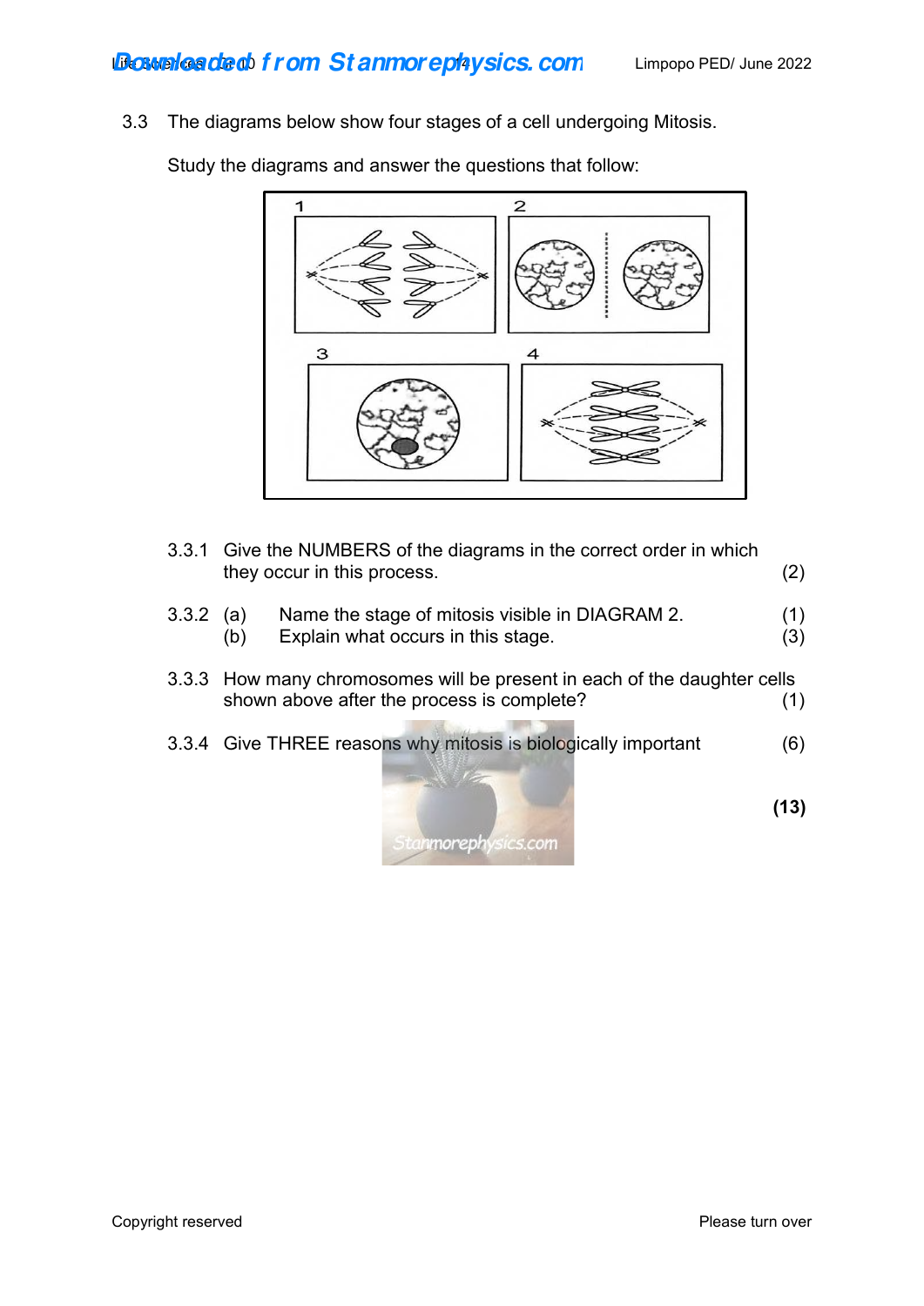3.3 The diagrams below show four stages of a cell undergoing Mitosis.

Study the diagrams and answer the questions that follow:

3.3.1 Give the NUMBERS of the diagrams in the correct order in which they occur in this process. (2)

3.3.2 (a) Name the stage of mitosis visible in DIAGRAM 2. (1)

(b) Explain what occurs in this stage. (3)

3.3.3 How many chromosomes will be present in each of the daughter cells shown above after the process is complete? (1)

3.3.4 Give THREE reasons why mitosis is biologically important (6)

**(13)**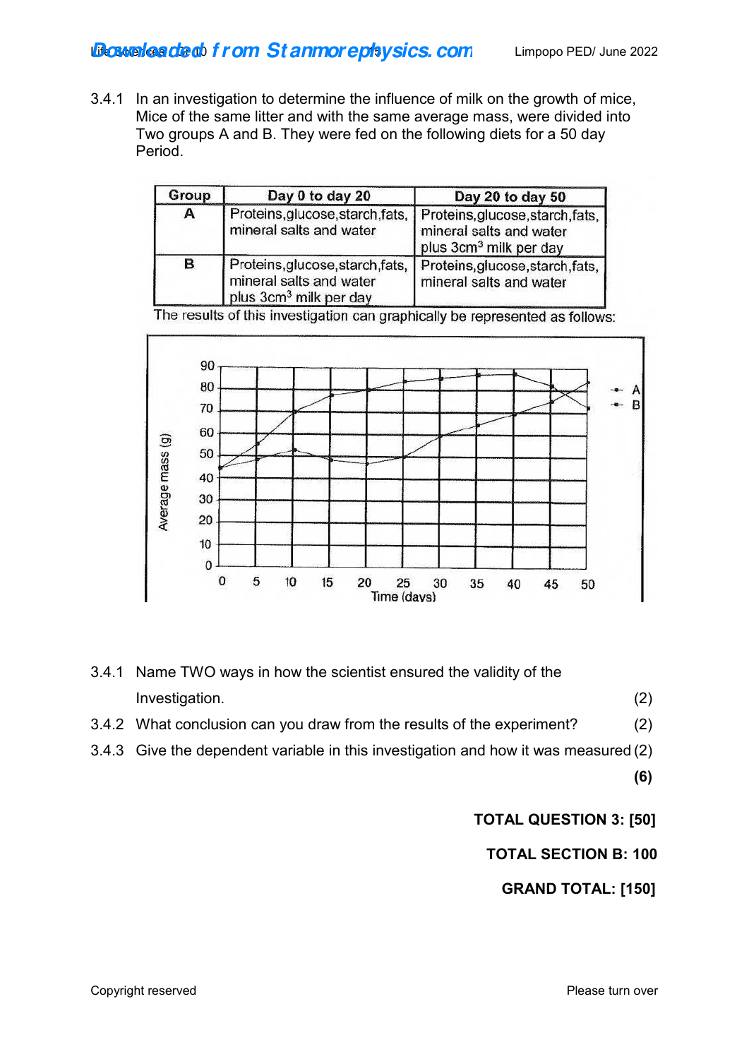3.4.1 In an investigation to determine the influence of milk on the growth of mice, Mice of the same litter and with the same average mass, were divided into Two groups A and B. They were fed on the following diets for a 50 day Period.

| Group | Day 0 to day 20 | Day 20 to day 50 |
|---|---|---|
| A | Proteins,glucose,starch,fats, mineral salts and water | Proteins,glucose,starch,fats, mineral salts and water plus 3cm$^3$ milk per day |
| B | Proteins,glucose,starch,fats, mineral salts and water plus 3cm$^3$ milk per day | Proteins,glucose,starch,fats, mineral salts and water |

The results of this investigation can graphically be represented as follows:

3.4.1 Name TWO ways in how the scientist ensured the validity of the Investigation. (2)

3.4.2 What conclusion can you draw from the results of the experiment? (2)

3.4.3 Give the dependent variable in this investigation and how it was measured (2)

**(6)**

**TOTAL QUESTION 3: [50]**

**TOTAL SECTION B: 100**

**GRAND TOTAL: [150]**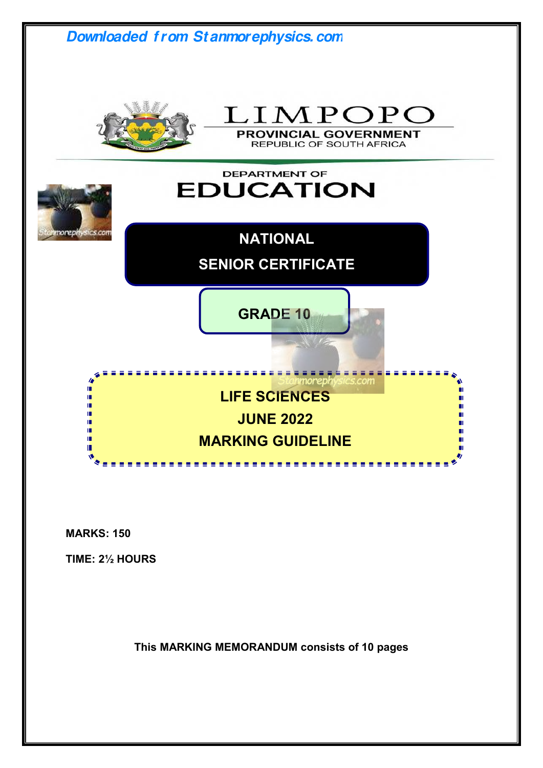Downloaded from Stanmorephysics.com

LIMPOPO

PROVINCIAL GOVERNMENT

REPUBLIC OF SOUTH AFRICA

DEPARTMENT OF

# EDUCATION

# NATIONAL

# SENIOR CERTIFICATE

## GRADE 10

## LIFE SCIENCES

## JUNE 2022

## MARKING GUIDELINE

**MARKS: 150**

**TIME: 2½ HOURS**

**This MARKING MEMORANDUM consists of 10 pages**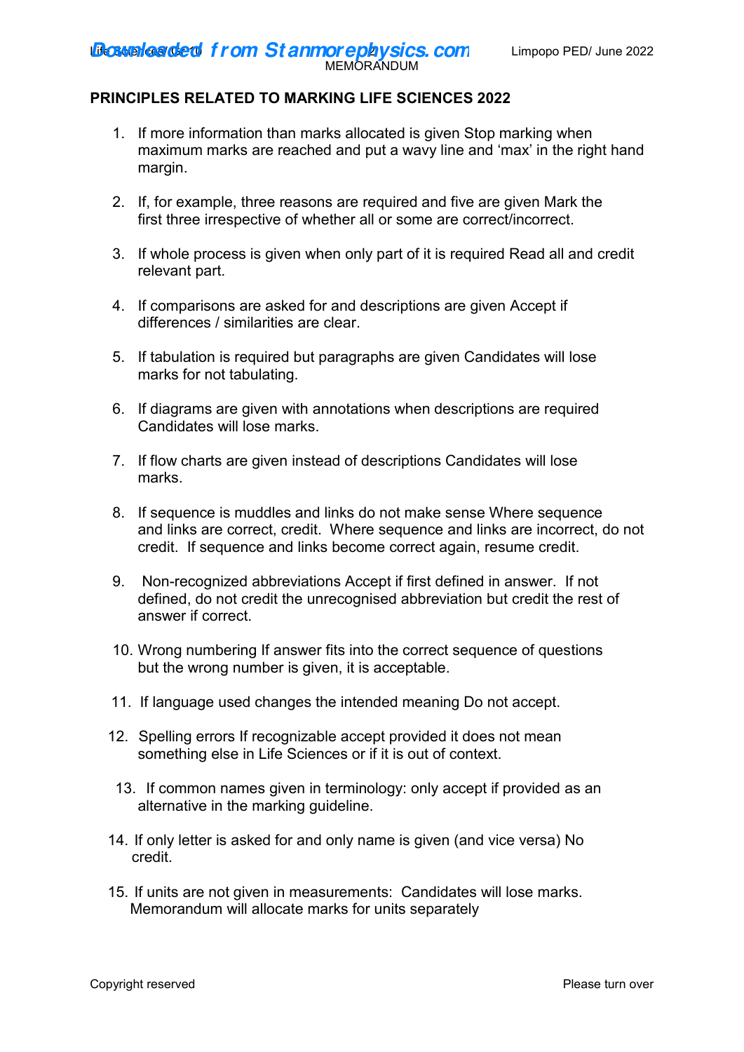MEMORANDUM

**PRINCIPLES RELATED TO MARKING LIFE SCIENCES 2022**

1. If more information than marks allocated is given Stop marking when maximum marks are reached and put a wavy line and 'max' in the right hand margin.

2. If, for example, three reasons are required and five are given Mark the first three irrespective of whether all or some are correct/incorrect.

3. If whole process is given when only part of it is required Read all and credit relevant part.

4. If comparisons are asked for and descriptions are given Accept if differences / similarities are clear.

5. If tabulation is required but paragraphs are given Candidates will lose marks for not tabulating.

6. If diagrams are given with annotations when descriptions are required Candidates will lose marks.

7. If flow charts are given instead of descriptions Candidates will lose marks.

8. If sequence is muddles and links do not make sense Where sequence and links are correct, credit. Where sequence and links are incorrect, do not credit. If sequence and links become correct again, resume credit.

9. Non-recognized abbreviations Accept if first defined in answer. If not defined, do not credit the unrecognised abbreviation but credit the rest of answer if correct.

10. Wrong numbering If answer fits into the correct sequence of questions but the wrong number is given, it is acceptable.

11. If language used changes the intended meaning Do not accept.

12. Spelling errors If recognizable accept provided it does not mean something else in Life Sciences or if it is out of context.

13. If common names given in terminology: only accept if provided as an alternative in the marking guideline.

14. If only letter is asked for and only name is given (and vice versa) No credit.

15. If units are not given in measurements: Candidates will lose marks. Memorandum will allocate marks for units separately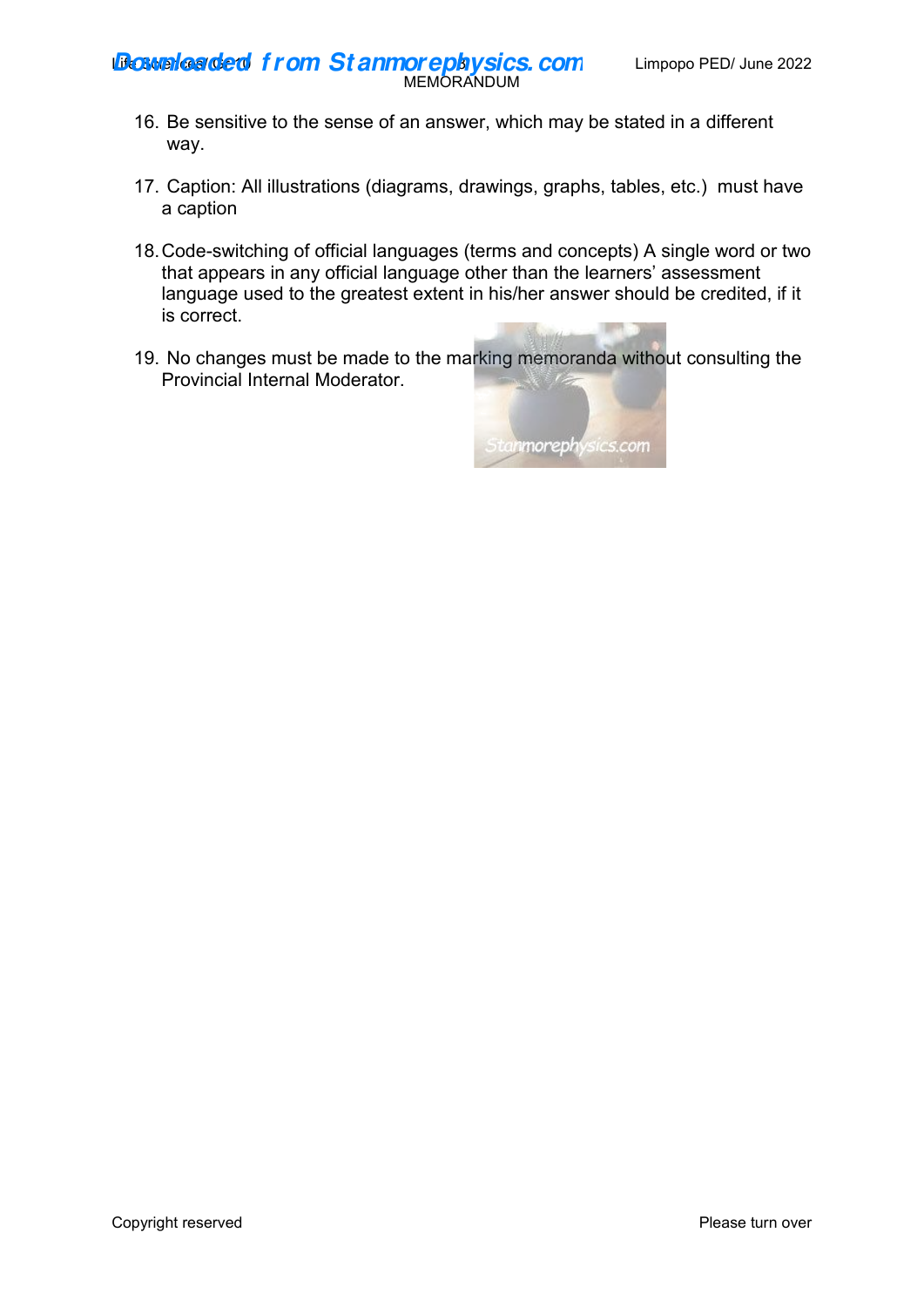16. Be sensitive to the sense of an answer, which may be stated in a different way.

17. Caption: All illustrations (diagrams, drawings, graphs, tables, etc.) must have a caption

18. Code-switching of official languages (terms and concepts) A single word or two that appears in any official language other than the learners' assessment language used to the greatest extent in his/her answer should be credited, if it is correct.

19. No changes must be made to the marking memoranda without consulting the Provincial Internal Moderator.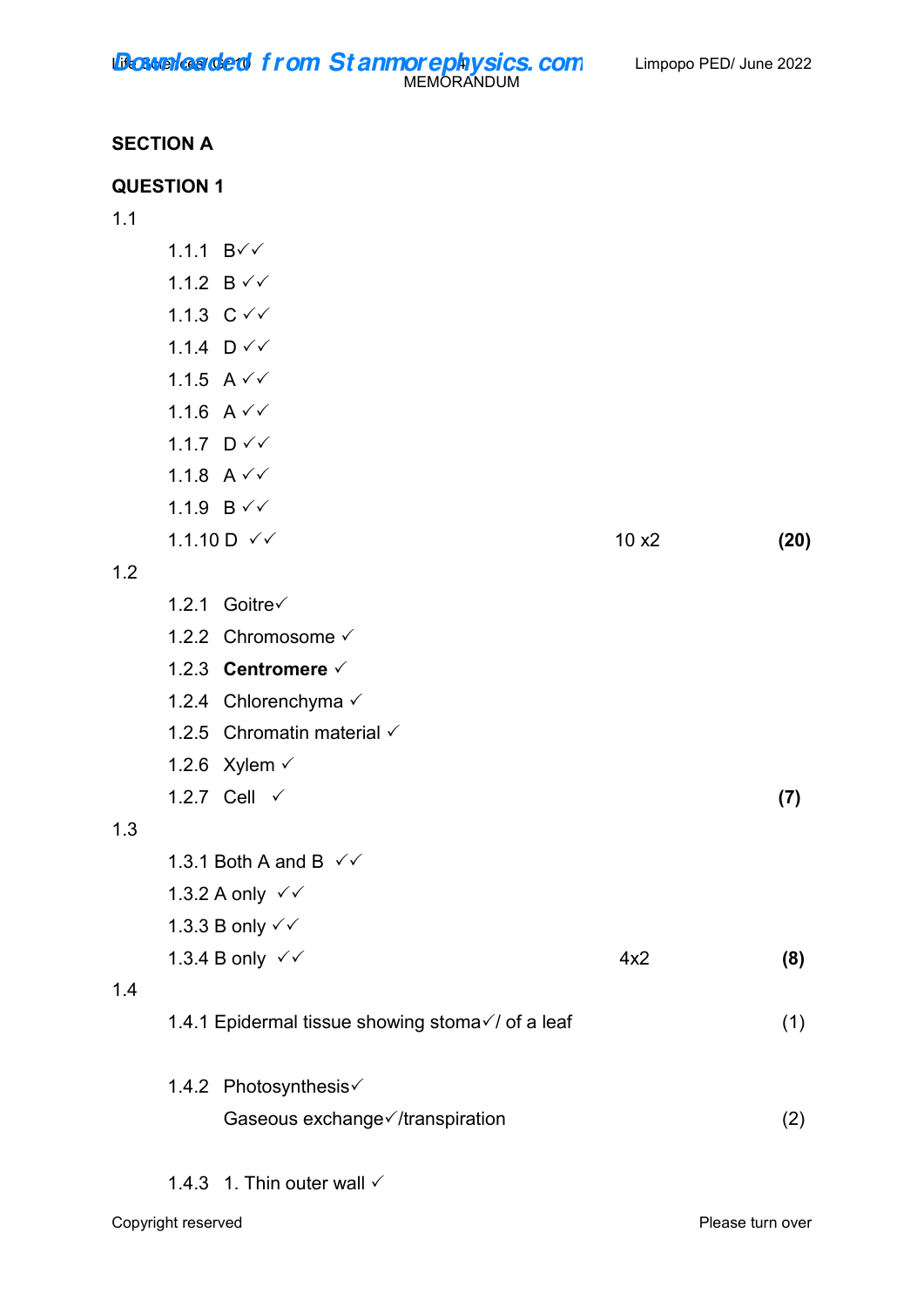MEMORANDUM

## SECTION A

### QUESTION 1

1.1

1.1.1 B✓✓

1.1.2 B ✓✓

1.1.3 C ✓✓

1.1.4 D ✓✓

1.1.5 A ✓✓

1.1.6 A ✓✓

1.1.7 D ✓✓

1.1.8 A ✓✓

1.1.9 B ✓✓

1.1.10 D ✓✓ 10 x2 **(20)**

1.2

1.2.1 Goitre✓

1.2.2 Chromosome ✓

1.2.3 **Centromere** ✓

1.2.4 Chlorenchyma ✓

1.2.5 Chromatin material ✓

1.2.6 Xylem ✓

1.2.7 Cell ✓ **(7)**

1.3

1.3.1 Both A and B ✓✓

1.3.2 A only ✓✓

1.3.3 B only ✓✓

1.3.4 B only ✓✓ 4x2 **(8)**

1.4

1.4.1 Epidermal tissue showing stoma✓/ of a leaf (1)

1.4.2 Photosynthesis✓
Gaseous exchange✓/transpiration (2)

1.4.3 1. Thin outer wall ✓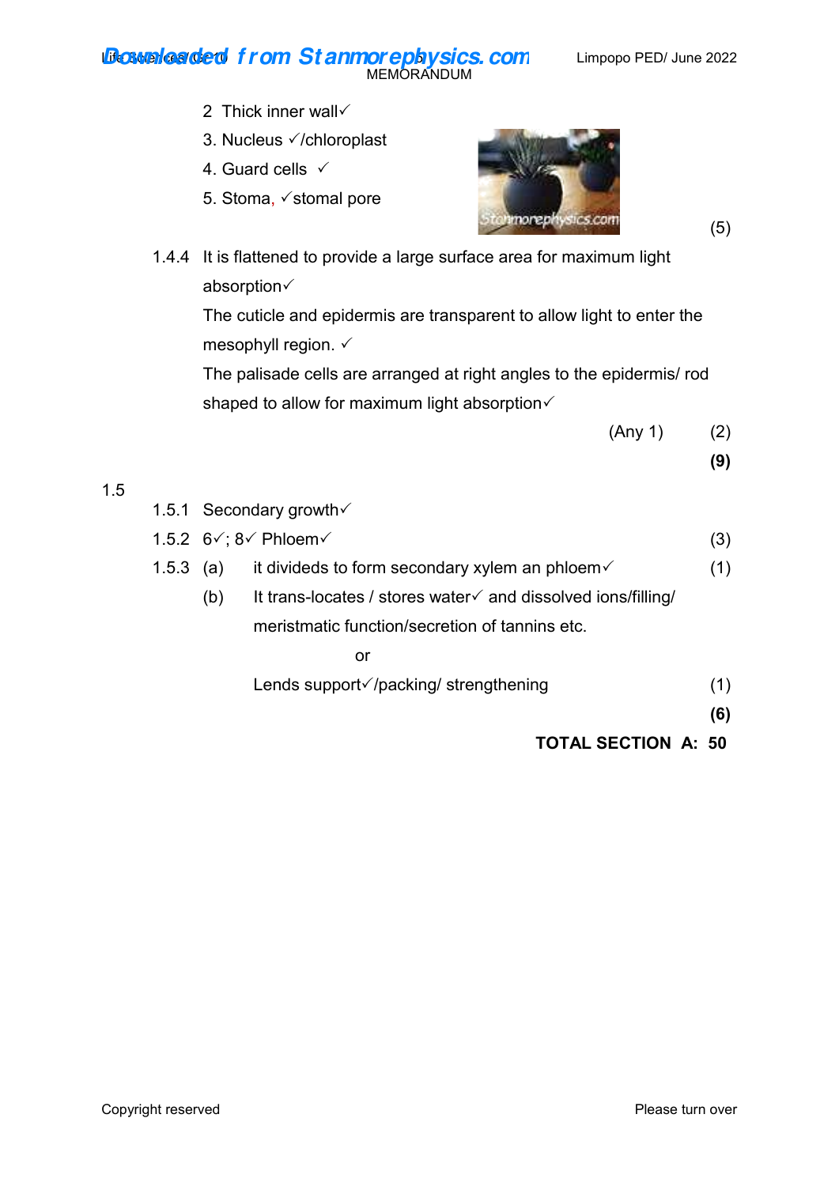2 Thick inner wall✓

3. Nucleus ✓/chloroplast

4. Guard cells ✓

5. Stoma, ✓stomal pore

(5)

1.4.4 It is flattened to provide a large surface area for maximum light absorption✓

The cuticle and epidermis are transparent to allow light to enter the mesophyll region. ✓

The palisade cells are arranged at right angles to the epidermis/ rod shaped to allow for maximum light absorption✓

(Any 1) (2)

**(9)**

1.5

1.5.1 Secondary growth✓

1.5.2 6✓; 8✓ Phloem✓ (3)

1.5.3 (a) it divideds to form secondary xylem an phloem✓ (1)

(b) It trans-locates / stores water✓ and dissolved ions/filling/ meristmatic function/secretion of tannins etc.

or

Lends support✓/packing/ strengthening (1)

**(6)**

**TOTAL SECTION A: 50**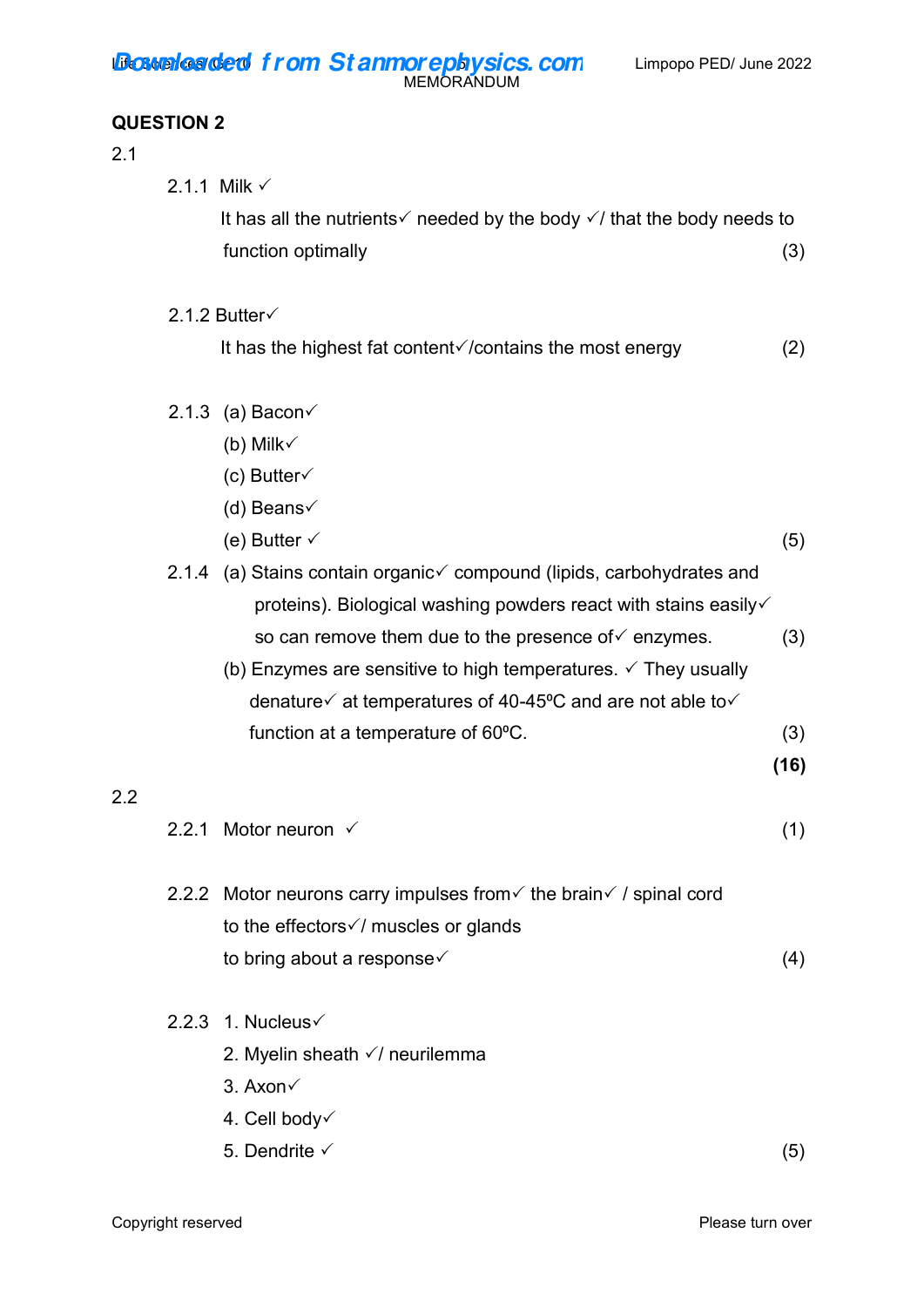MEMORANDUM

## QUESTION 2

2.1

2.1.1 Milk ✓

It has all the nutrients✓ needed by the body ✓/ that the body needs to function optimally (3)

2.1.2 Butter✓

It has the highest fat content✓/contains the most energy (2)

2.1.3 (a) Bacon✓

(b) Milk✓

(c) Butter✓

(d) Beans✓

(e) Butter ✓ (5)

2.1.4 (a) Stains contain organic✓ compound (lipids, carbohydrates and proteins). Biological washing powders react with stains easily✓ so can remove them due to the presence of✓ enzymes. (3)

(b) Enzymes are sensitive to high temperatures. ✓ They usually denature✓ at temperatures of 40-45ºC and are not able to✓ function at a temperature of 60ºC. (3)

**(16)**

2.2

2.2.1 Motor neuron ✓ (1)

2.2.2 Motor neurons carry impulses from✓ the brain✓ / spinal cord to the effectors✓/ muscles or glands to bring about a response✓ (4)

2.2.3 1. Nucleus✓

2. Myelin sheath ✓/ neurilemma

3. Axon✓

4. Cell body✓

5. Dendrite ✓ (5)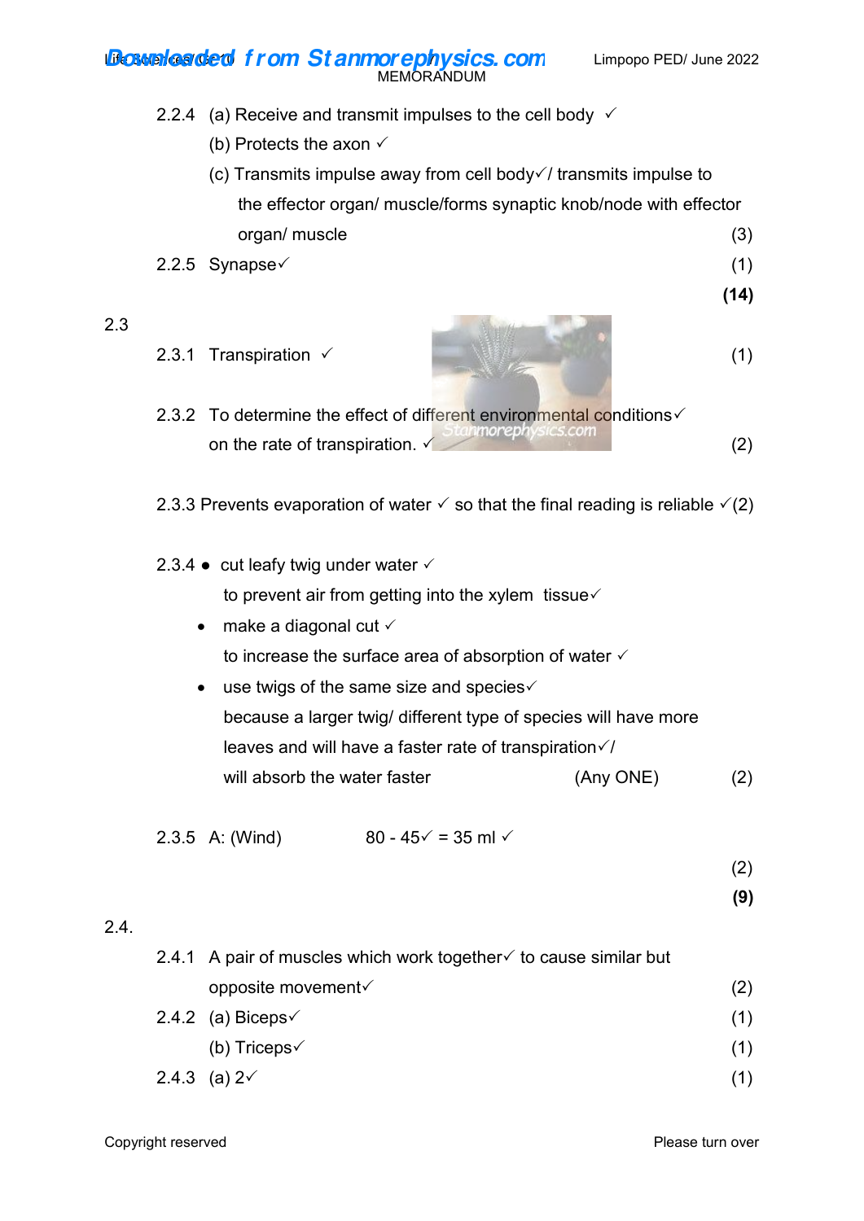2.2.4 (a) Receive and transmit impulses to the cell body ✓

(b) Protects the axon ✓

(c) Transmits impulse away from cell body✓/ transmits impulse to the effector organ/ muscle/forms synaptic knob/node with effector organ/ muscle (3)

2.2.5 Synapse✓ (1)

**(14)**

2.3

2.3.1 Transpiration ✓ (1)

2.3.2 To determine the effect of different environmental conditions✓ on the rate of transpiration. ✓ (2)

2.3.3 Prevents evaporation of water ✓ so that the final reading is reliable ✓(2)

2.3.4
- cut leafy twig under water ✓
  to prevent air from getting into the xylem tissue✓
- make a diagonal cut ✓
  to increase the surface area of absorption of water ✓
- use twigs of the same size and species✓
  because a larger twig/ different type of species will have more leaves and will have a faster rate of transpiration✓/ will absorb the water faster (Any ONE) (2)

2.3.5 A: (Wind) 80 - 45✓ = 35 ml ✓

(2)

**(9)**

2.4.

2.4.1 A pair of muscles which work together✓ to cause similar but opposite movement✓ (2)

2.4.2 (a) Biceps✓ (1)

(b) Triceps✓ (1)

2.4.3 (a) 2✓ (1)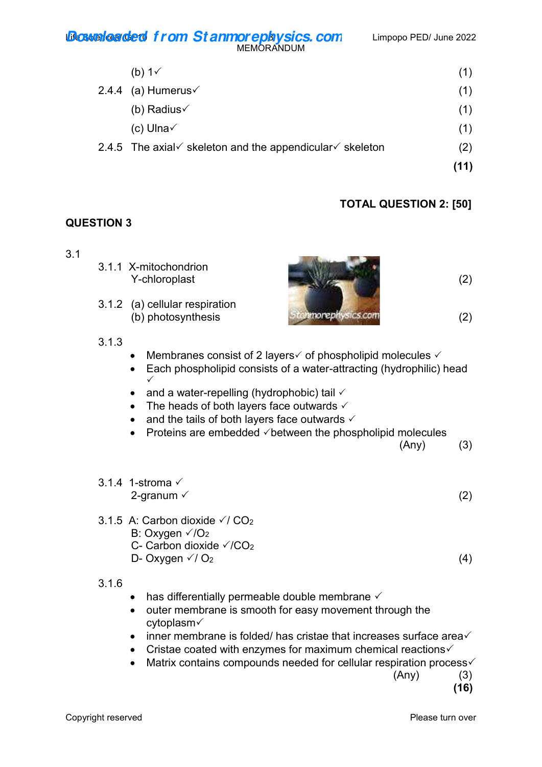(b) 1✓ (1)

2.4.4 (a) Humerus✓ (1)

(b) Radius✓ (1)

(c) Ulna✓ (1)

2.4.5 The axial✓ skeleton and the appendicular✓ skeleton (2)

**(11)**

**TOTAL QUESTION 2: [50]**

## QUESTION 3

3.1

3.1.1 X-mitochondrion
Y-chloroplast (2)

3.1.2 (a) cellular respiration
(b) photosynthesis (2)

3.1.3

- Membranes consist of 2 layers✓ of phospholipid molecules ✓
- Each phospholipid consists of a water-attracting (hydrophilic) head ✓
- and a water-repelling (hydrophobic) tail ✓
- The heads of both layers face outwards ✓
- and the tails of both layers face outwards ✓
- Proteins are embedded ✓between the phospholipid molecules

(Any) (3)

3.1.4 1-stroma ✓
2-granum ✓ (2)

3.1.5 A: Carbon dioxide ✓/ $CO_2$
B: Oxygen ✓/$O_2$
C- Carbon dioxide ✓/$CO_2$
D- Oxygen ✓/ $O_2$ (4)

3.1.6

- has differentially permeable double membrane ✓
- outer membrane is smooth for easy movement through the cytoplasm✓
- inner membrane is folded/ has cristae that increases surface area✓
- Cristae coated with enzymes for maximum chemical reactions✓
- Matrix contains compounds needed for cellular respiration process✓

(Any) (3)

**(16)**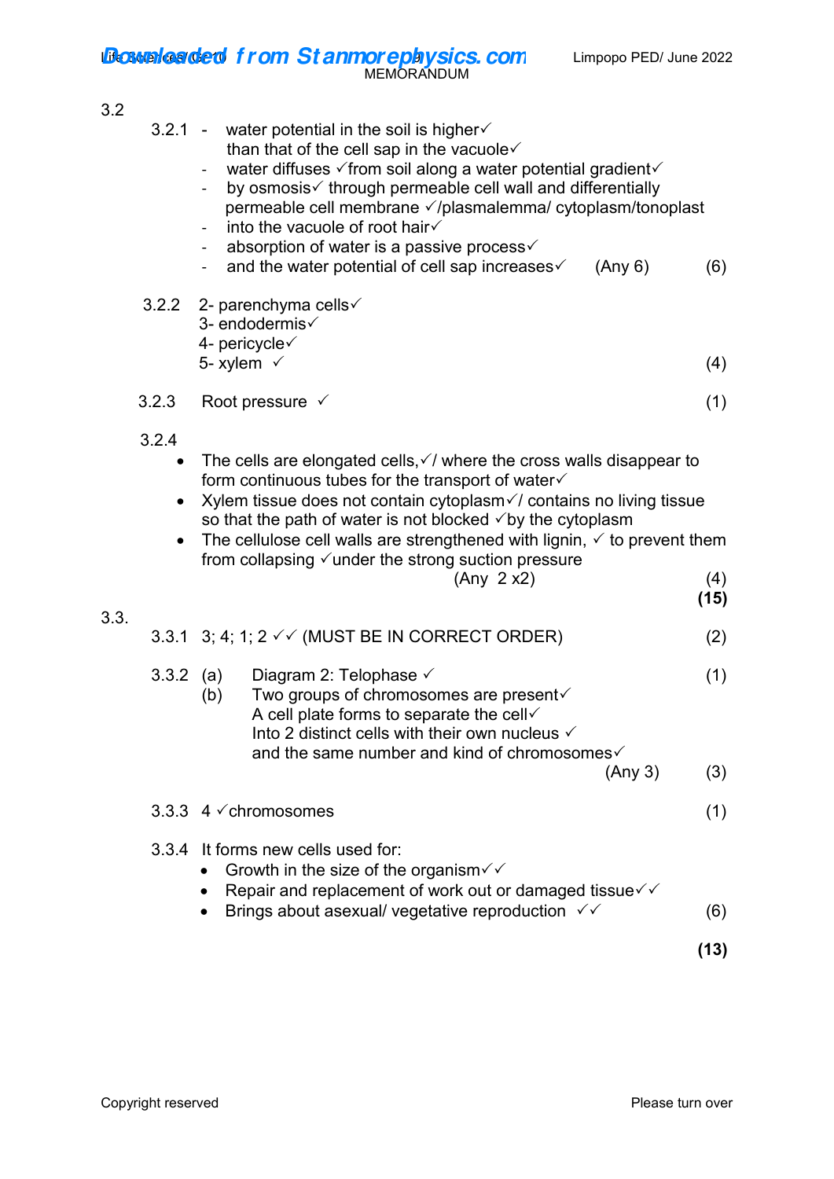3.2

3.2.1
- water potential in the soil is higher✓ than that of the cell sap in the vacuole✓
- water diffuses ✓from soil along a water potential gradient✓
- by osmosis✓ through permeable cell wall and differentially permeable cell membrane ✓/plasmalemma/ cytoplasm/tonoplast
- into the vacuole of root hair✓
- absorption of water is a passive process✓
- and the water potential of cell sap increases✓ (Any 6) (6)

3.2.2
2- parenchyma cells✓
3- endodermis✓
4- pericycle✓
5- xylem ✓ (4)

3.2.3 Root pressure ✓ (1)

3.2.4
- The cells are elongated cells,✓/ where the cross walls disappear to form continuous tubes for the transport of water✓
- Xylem tissue does not contain cytoplasm✓/ contains no living tissue so that the path of water is not blocked ✓by the cytoplasm
- The cellulose cell walls are strengthened with lignin, ✓ to prevent them from collapsing ✓under the strong suction pressure

(Any 2 x2) (4)

**(15)**

3.3.

3.3.1 3; 4; 1; 2 ✓✓ (MUST BE IN CORRECT ORDER) (2)

3.3.2 (a) Diagram 2: Telophase ✓ (1)

(b) Two groups of chromosomes are present✓
A cell plate forms to separate the cell✓
Into 2 distinct cells with their own nucleus ✓
and the same number and kind of chromosomes✓

(Any 3) (3)

3.3.3 4 ✓chromosomes (1)

3.3.4 It forms new cells used for:
- Growth in the size of the organism✓✓
- Repair and replacement of work out or damaged tissue✓✓
- Brings about asexual/ vegetative reproduction ✓✓ (6)

**(13)**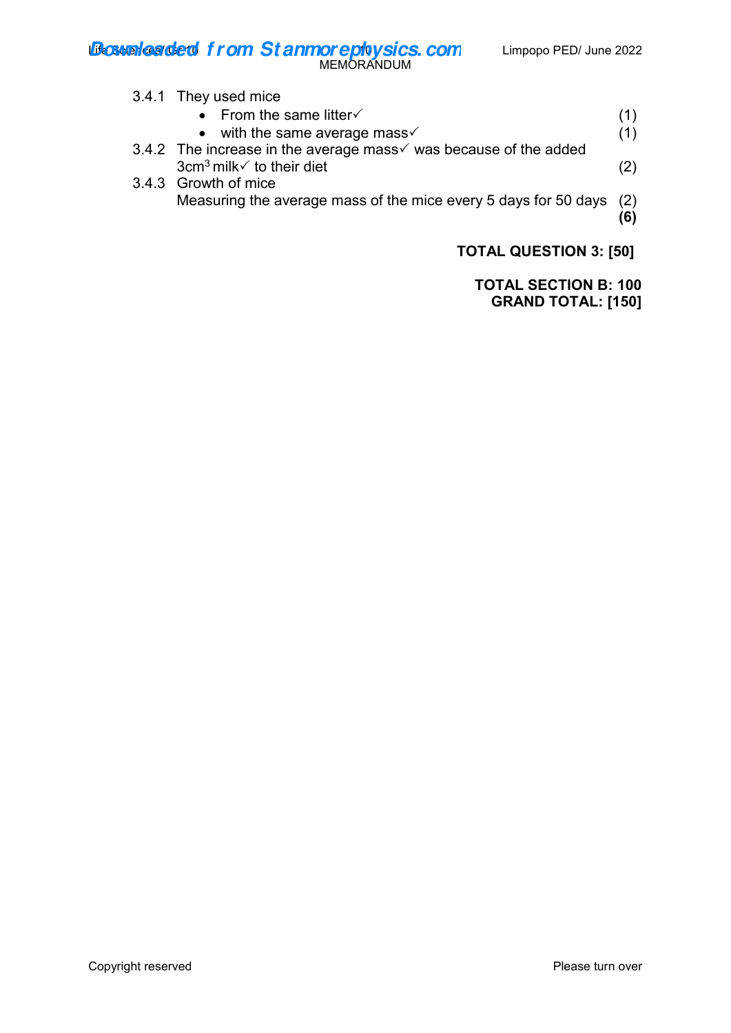3.4.1 They used mice

- From the same litter✓ (1)
- with the same average mass✓ (1)

3.4.2 The increase in the average mass✓ was because of the added $3cm^3$ milk✓ to their diet (2)

3.4.3 Growth of mice
Measuring the average mass of the mice every 5 days for 50 days (2)
**(6)**

**TOTAL QUESTION 3: [50]**

**TOTAL SECTION B: 100**
**GRAND TOTAL: [150]**